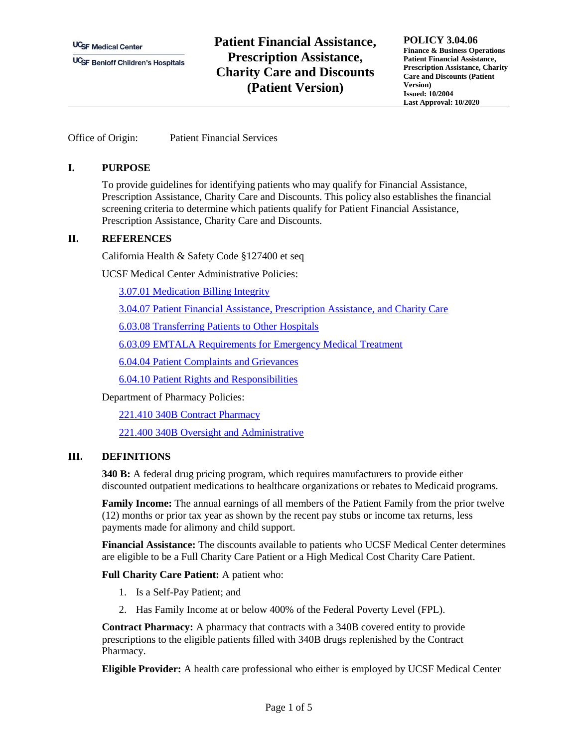UCSF Medical Center

UCSF Benioff Children's Hospitals

# Patient Financial Assistance, Prescription Assistance, Charity Care and Discounts (Patient Version)

**POLICY 3.04.06**
**Finance & Business Operations**
**Patient Financial Assistance, Prescription Assistance, Charity Care and Discounts (Patient Version)**
**Issued: 10/2004**
**Last Approval: 10/2020**

Office of Origin: Patient Financial Services

## I. PURPOSE

To provide guidelines for identifying patients who may qualify for Financial Assistance, Prescription Assistance, Charity Care and Discounts. This policy also establishes the financial screening criteria to determine which patients qualify for Patient Financial Assistance, Prescription Assistance, Charity Care and Discounts.

## II. REFERENCES

California Health & Safety Code §127400 et seq

UCSF Medical Center Administrative Policies:

- 3.07.01 Medication Billing Integrity
- 3.04.07 Patient Financial Assistance, Prescription Assistance, and Charity Care
- 6.03.08 Transferring Patients to Other Hospitals
- 6.03.09 EMTALA Requirements for Emergency Medical Treatment
- 6.04.04 Patient Complaints and Grievances
- 6.04.10 Patient Rights and Responsibilities

Department of Pharmacy Policies:

- 221.410 340B Contract Pharmacy
- 221.400 340B Oversight and Administrative

## III. DEFINITIONS

**340 B:** A federal drug pricing program, which requires manufacturers to provide either discounted outpatient medications to healthcare organizations or rebates to Medicaid programs.

**Family Income:** The annual earnings of all members of the Patient Family from the prior twelve (12) months or prior tax year as shown by the recent pay stubs or income tax returns, less payments made for alimony and child support.

**Financial Assistance:** The discounts available to patients who UCSF Medical Center determines are eligible to be a Full Charity Care Patient or a High Medical Cost Charity Care Patient.

**Full Charity Care Patient:** A patient who:

1. Is a Self-Pay Patient; and
2. Has Family Income at or below 400% of the Federal Poverty Level (FPL).

**Contract Pharmacy:** A pharmacy that contracts with a 340B covered entity to provide prescriptions to the eligible patients filled with 340B drugs replenished by the Contract Pharmacy.

**Eligible Provider:** A health care professional who either is employed by UCSF Medical Center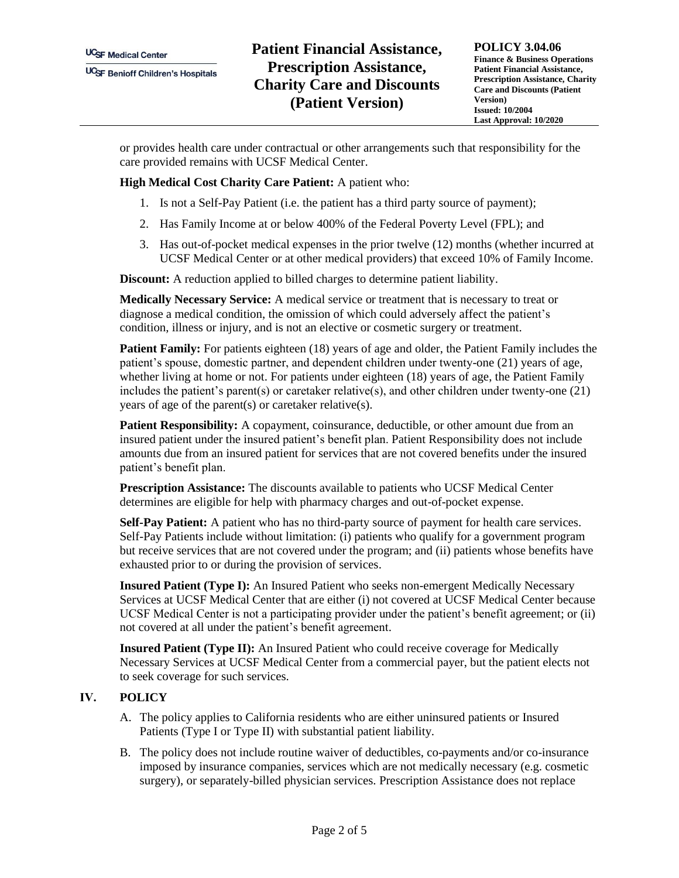or provides health care under contractual or other arrangements such that responsibility for the care provided remains with UCSF Medical Center.

**High Medical Cost Charity Care Patient:** A patient who:

1. Is not a Self-Pay Patient (i.e. the patient has a third party source of payment);
2. Has Family Income at or below 400% of the Federal Poverty Level (FPL); and
3. Has out-of-pocket medical expenses in the prior twelve (12) months (whether incurred at UCSF Medical Center or at other medical providers) that exceed 10% of Family Income.

**Discount:** A reduction applied to billed charges to determine patient liability.

**Medically Necessary Service:** A medical service or treatment that is necessary to treat or diagnose a medical condition, the omission of which could adversely affect the patient's condition, illness or injury, and is not an elective or cosmetic surgery or treatment.

**Patient Family:** For patients eighteen (18) years of age and older, the Patient Family includes the patient's spouse, domestic partner, and dependent children under twenty-one (21) years of age, whether living at home or not. For patients under eighteen (18) years of age, the Patient Family includes the patient's parent(s) or caretaker relative(s), and other children under twenty-one (21) years of age of the parent(s) or caretaker relative(s).

**Patient Responsibility:** A copayment, coinsurance, deductible, or other amount due from an insured patient under the insured patient's benefit plan. Patient Responsibility does not include amounts due from an insured patient for services that are not covered benefits under the insured patient's benefit plan.

**Prescription Assistance:** The discounts available to patients who UCSF Medical Center determines are eligible for help with pharmacy charges and out-of-pocket expense.

**Self-Pay Patient:** A patient who has no third-party source of payment for health care services. Self-Pay Patients include without limitation: (i) patients who qualify for a government program but receive services that are not covered under the program; and (ii) patients whose benefits have exhausted prior to or during the provision of services.

**Insured Patient (Type I):** An Insured Patient who seeks non-emergent Medically Necessary Services at UCSF Medical Center that are either (i) not covered at UCSF Medical Center because UCSF Medical Center is not a participating provider under the patient's benefit agreement; or (ii) not covered at all under the patient's benefit agreement.

**Insured Patient (Type II):** An Insured Patient who could receive coverage for Medically Necessary Services at UCSF Medical Center from a commercial payer, but the patient elects not to seek coverage for such services.

## IV. POLICY

A. The policy applies to California residents who are either uninsured patients or Insured Patients (Type I or Type II) with substantial patient liability.

B. The policy does not include routine waiver of deductibles, co-payments and/or co-insurance imposed by insurance companies, services which are not medically necessary (e.g. cosmetic surgery), or separately-billed physician services. Prescription Assistance does not replace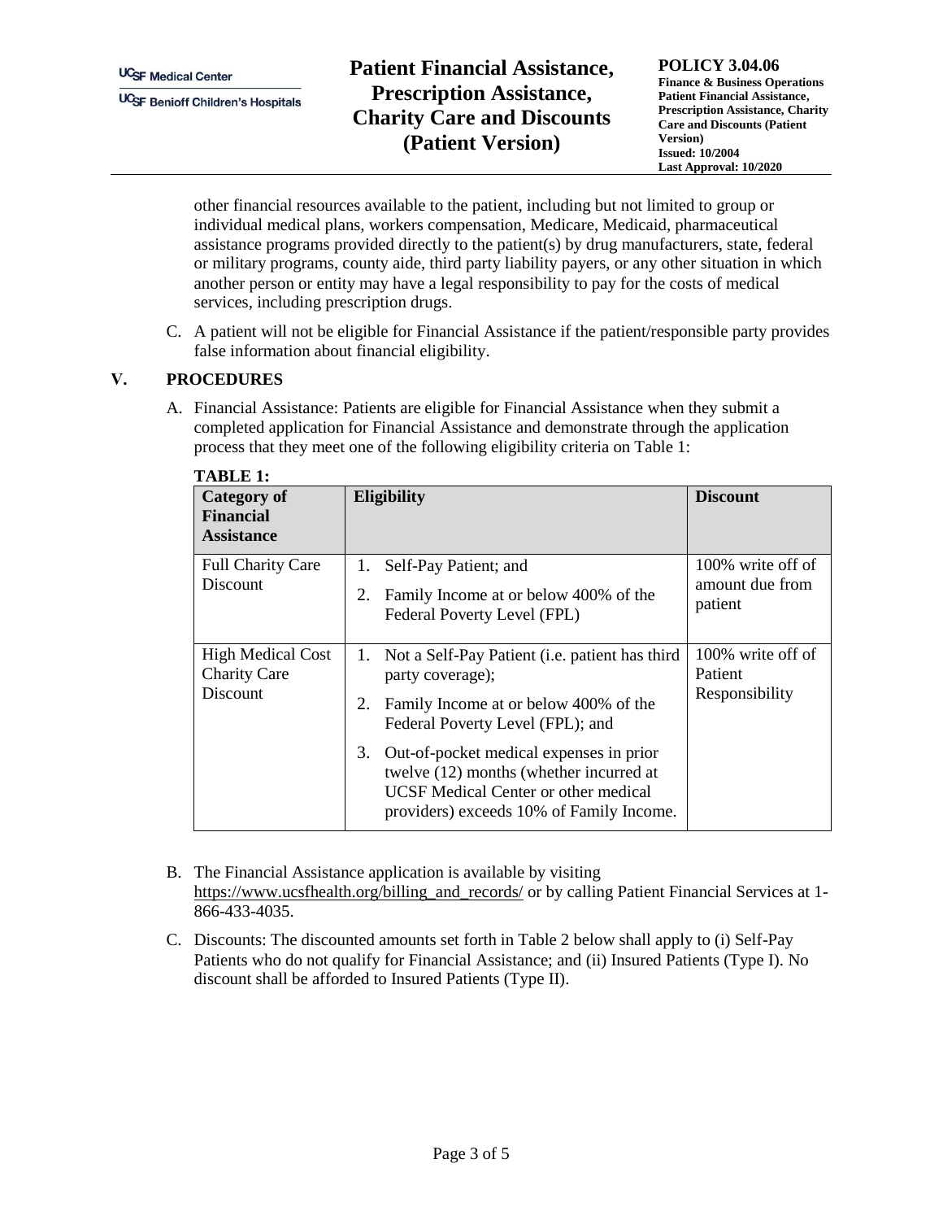other financial resources available to the patient, including but not limited to group or individual medical plans, workers compensation, Medicare, Medicaid, pharmaceutical assistance programs provided directly to the patient(s) by drug manufacturers, state, federal or military programs, county aide, third party liability payers, or any other situation in which another person or entity may have a legal responsibility to pay for the costs of medical services, including prescription drugs.

C. A patient will not be eligible for Financial Assistance if the patient/responsible party provides false information about financial eligibility.

## V. PROCEDURES

A. Financial Assistance: Patients are eligible for Financial Assistance when they submit a completed application for Financial Assistance and demonstrate through the application process that they meet one of the following eligibility criteria on Table 1:

**TABLE 1:**

| Category of Financial Assistance | Eligibility | Discount |
|---|---|---|
| Full Charity Care Discount | 1. Self-Pay Patient; and<br>2. Family Income at or below 400% of the Federal Poverty Level (FPL) | 100% write off of amount due from patient |
| High Medical Cost Charity Care Discount | 1. Not a Self-Pay Patient (i.e. patient has third party coverage);<br>2. Family Income at or below 400% of the Federal Poverty Level (FPL); and<br>3. Out-of-pocket medical expenses in prior twelve (12) months (whether incurred at UCSF Medical Center or other medical providers) exceeds 10% of Family Income. | 100% write off of Patient Responsibility |

B. The Financial Assistance application is available by visiting https://www.ucsfhealth.org/billing_and_records/ or by calling Patient Financial Services at 1-866-433-4035.

C. Discounts: The discounted amounts set forth in Table 2 below shall apply to (i) Self-Pay Patients who do not qualify for Financial Assistance; and (ii) Insured Patients (Type I). No discount shall be afforded to Insured Patients (Type II).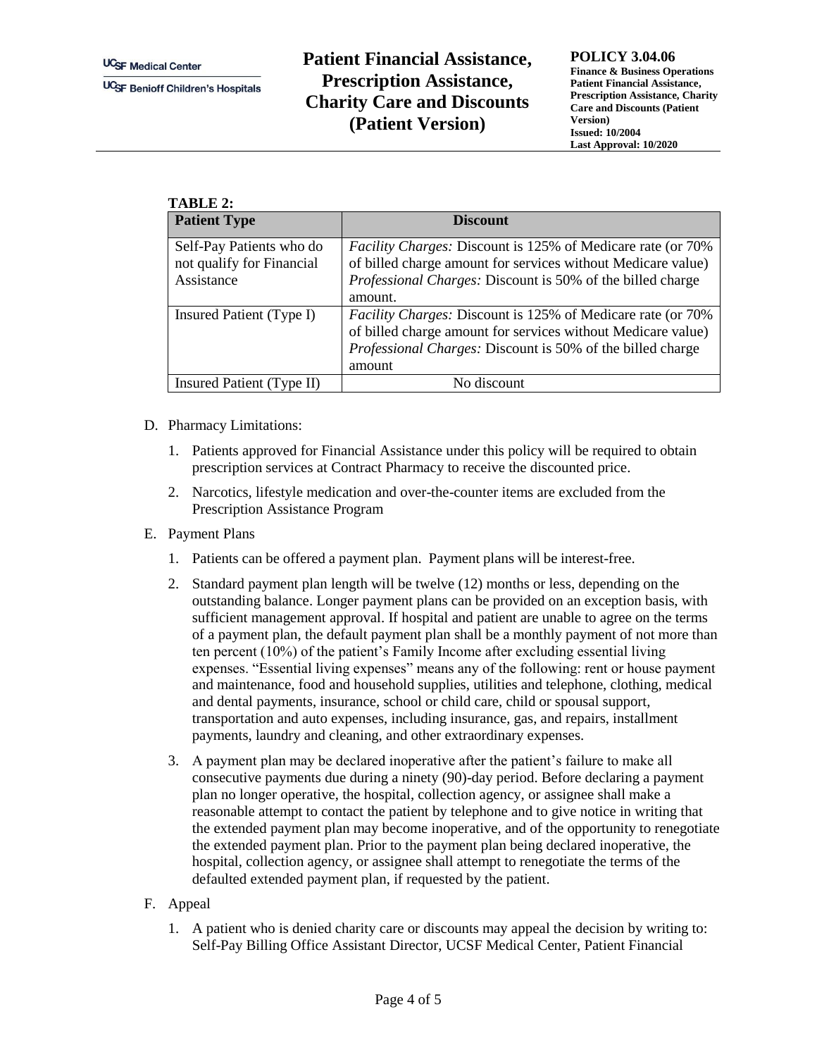**TABLE 2:**

| Patient Type | Discount |
| --- | --- |
| Self-Pay Patients who do not qualify for Financial Assistance | *Facility Charges:* Discount is 125% of Medicare rate (or 70% of billed charge amount for services without Medicare value) *Professional Charges:* Discount is 50% of the billed charge amount. |
| Insured Patient (Type I) | *Facility Charges:* Discount is 125% of Medicare rate (or 70% of billed charge amount for services without Medicare value) *Professional Charges:* Discount is 50% of the billed charge amount |
| Insured Patient (Type II) | No discount |

D. Pharmacy Limitations:

1. Patients approved for Financial Assistance under this policy will be required to obtain prescription services at Contract Pharmacy to receive the discounted price.
2. Narcotics, lifestyle medication and over-the-counter items are excluded from the Prescription Assistance Program

E. Payment Plans

1. Patients can be offered a payment plan. Payment plans will be interest-free.
2. Standard payment plan length will be twelve (12) months or less, depending on the outstanding balance. Longer payment plans can be provided on an exception basis, with sufficient management approval. If hospital and patient are unable to agree on the terms of a payment plan, the default payment plan shall be a monthly payment of not more than ten percent (10%) of the patient's Family Income after excluding essential living expenses. "Essential living expenses" means any of the following: rent or house payment and maintenance, food and household supplies, utilities and telephone, clothing, medical and dental payments, insurance, school or child care, child or spousal support, transportation and auto expenses, including insurance, gas, and repairs, installment payments, laundry and cleaning, and other extraordinary expenses.
3. A payment plan may be declared inoperative after the patient's failure to make all consecutive payments due during a ninety (90)-day period. Before declaring a payment plan no longer operative, the hospital, collection agency, or assignee shall make a reasonable attempt to contact the patient by telephone and to give notice in writing that the extended payment plan may become inoperative, and of the opportunity to renegotiate the extended payment plan. Prior to the payment plan being declared inoperative, the hospital, collection agency, or assignee shall attempt to renegotiate the terms of the defaulted extended payment plan, if requested by the patient.

F. Appeal

1. A patient who is denied charity care or discounts may appeal the decision by writing to: Self-Pay Billing Office Assistant Director, UCSF Medical Center, Patient Financial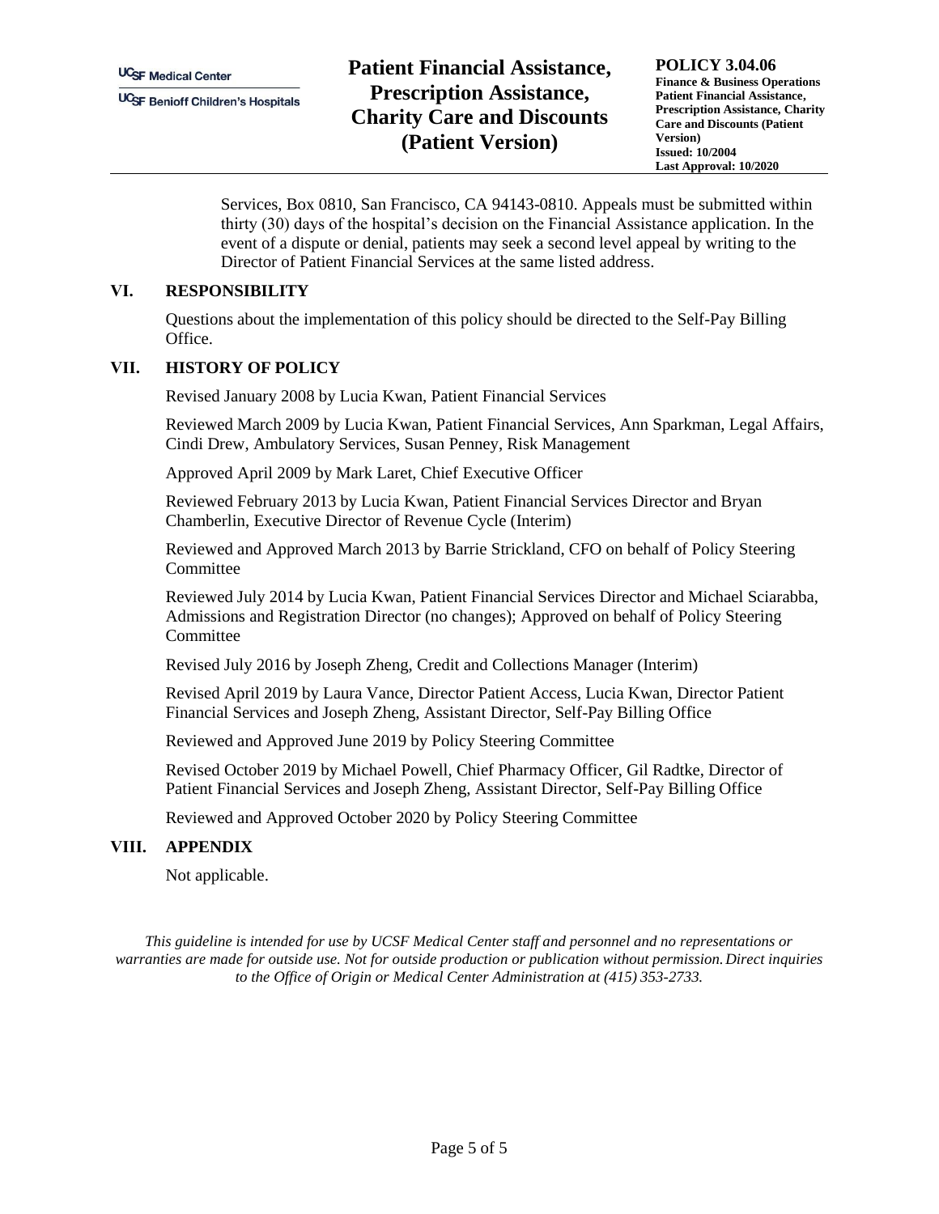Services, Box 0810, San Francisco, CA 94143-0810. Appeals must be submitted within thirty (30) days of the hospital's decision on the Financial Assistance application. In the event of a dispute or denial, patients may seek a second level appeal by writing to the Director of Patient Financial Services at the same listed address.

## VI. RESPONSIBILITY

Questions about the implementation of this policy should be directed to the Self-Pay Billing Office.

## VII. HISTORY OF POLICY

Revised January 2008 by Lucia Kwan, Patient Financial Services

Reviewed March 2009 by Lucia Kwan, Patient Financial Services, Ann Sparkman, Legal Affairs, Cindi Drew, Ambulatory Services, Susan Penney, Risk Management

Approved April 2009 by Mark Laret, Chief Executive Officer

Reviewed February 2013 by Lucia Kwan, Patient Financial Services Director and Bryan Chamberlin, Executive Director of Revenue Cycle (Interim)

Reviewed and Approved March 2013 by Barrie Strickland, CFO on behalf of Policy Steering Committee

Reviewed July 2014 by Lucia Kwan, Patient Financial Services Director and Michael Sciarabba, Admissions and Registration Director (no changes); Approved on behalf of Policy Steering Committee

Revised July 2016 by Joseph Zheng, Credit and Collections Manager (Interim)

Revised April 2019 by Laura Vance, Director Patient Access, Lucia Kwan, Director Patient Financial Services and Joseph Zheng, Assistant Director, Self-Pay Billing Office

Reviewed and Approved June 2019 by Policy Steering Committee

Revised October 2019 by Michael Powell, Chief Pharmacy Officer, Gil Radtke, Director of Patient Financial Services and Joseph Zheng, Assistant Director, Self-Pay Billing Office

Reviewed and Approved October 2020 by Policy Steering Committee

## VIII. APPENDIX

Not applicable.

*This guideline is intended for use by UCSF Medical Center staff and personnel and no representations or warranties are made for outside use. Not for outside production or publication without permission. Direct inquiries to the Office of Origin or Medical Center Administration at (415) 353-2733.*